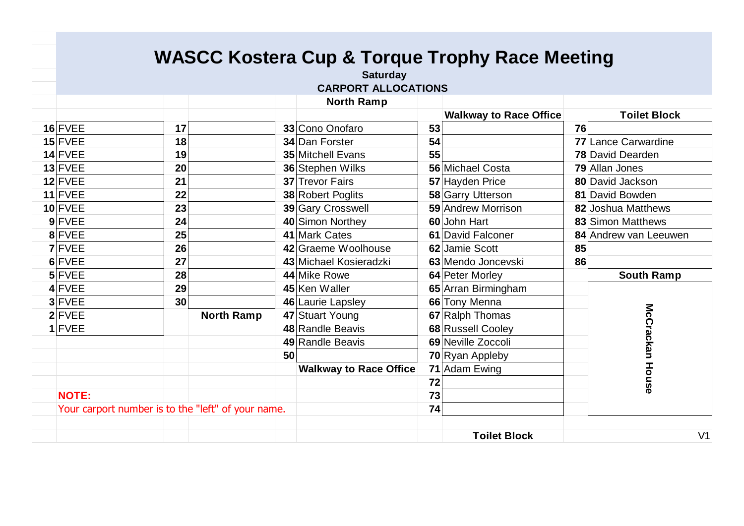# WASCC Kostera Cup & Torque Trophy Race Meeting

**Saturday**

**CARPORT ALLOCATIONS**

| No. | Name | No. | Name | No. | Name | No. | Name | No. | Name |
|---|---|---|---|---|---|---|---|---|---|
| | | | | | **North Ramp** | | **Walkway to Race Office** | | **Toilet Block** |
| 16 | FVEE | 17 | | 33 | Cono Onofaro | 53 | | 76 | |
| 15 | FVEE | 18 | | 34 | Dan Forster | 54 | | 77 | Lance Carwardine |
| 14 | FVEE | 19 | | 35 | Mitchell Evans | 55 | | 78 | David Dearden |
| 13 | FVEE | 20 | | 36 | Stephen Wilks | 56 | Michael Costa | 79 | Allan Jones |
| 12 | FVEE | 21 | | 37 | Trevor Fairs | 57 | Hayden Price | 80 | David Jackson |
| 11 | FVEE | 22 | | 38 | Robert Poglits | 58 | Garry Utterson | 81 | David Bowden |
| 10 | FVEE | 23 | | 39 | Gary Crosswell | 59 | Andrew Morrison | 82 | Joshua Matthews |
| 9 | FVEE | 24 | | 40 | Simon Northey | 60 | John Hart | 83 | Simon Matthews |
| 8 | FVEE | 25 | | 41 | Mark Cates | 61 | David Falconer | 84 | Andrew van Leeuwen |
| 7 | FVEE | 26 | | 42 | Graeme Woolhouse | 62 | Jamie Scott | 85 | |
| 6 | FVEE | 27 | | 43 | Michael Kosieradzki | 63 | Mendo Joncevski | 86 | |
| 5 | FVEE | 28 | | 44 | Mike Rowe | 64 | Peter Morley | | **South Ramp** |
| 4 | FVEE | 29 | | 45 | Ken Waller | 65 | Arran Birmingham | | McCrackan House |
| 3 | FVEE | 30 | | 46 | Laurie Lapsley | 66 | Tony Menna | | |
| 2 | FVEE | | **North Ramp** | 47 | Stuart Young | 67 | Ralph Thomas | | |
| 1 | FVEE | | | 48 | Randle Beavis | 68 | Russell Cooley | | |
| | | | | 49 | Randle Beavis | 69 | Neville Zoccoli | | |
| | | | | 50 | | 70 | Ryan Appleby | | |
| | | | | | **Walkway to Race Office** | 71 | Adam Ewing | | |
| | | | | | | 72 | | | |
| | | | | | | 73 | | | |
| | | | | | | 74 | | | |
| | | | | | | | **Toilet Block** | | |

**NOTE:**
Your carport number is to the "left" of your name.

V1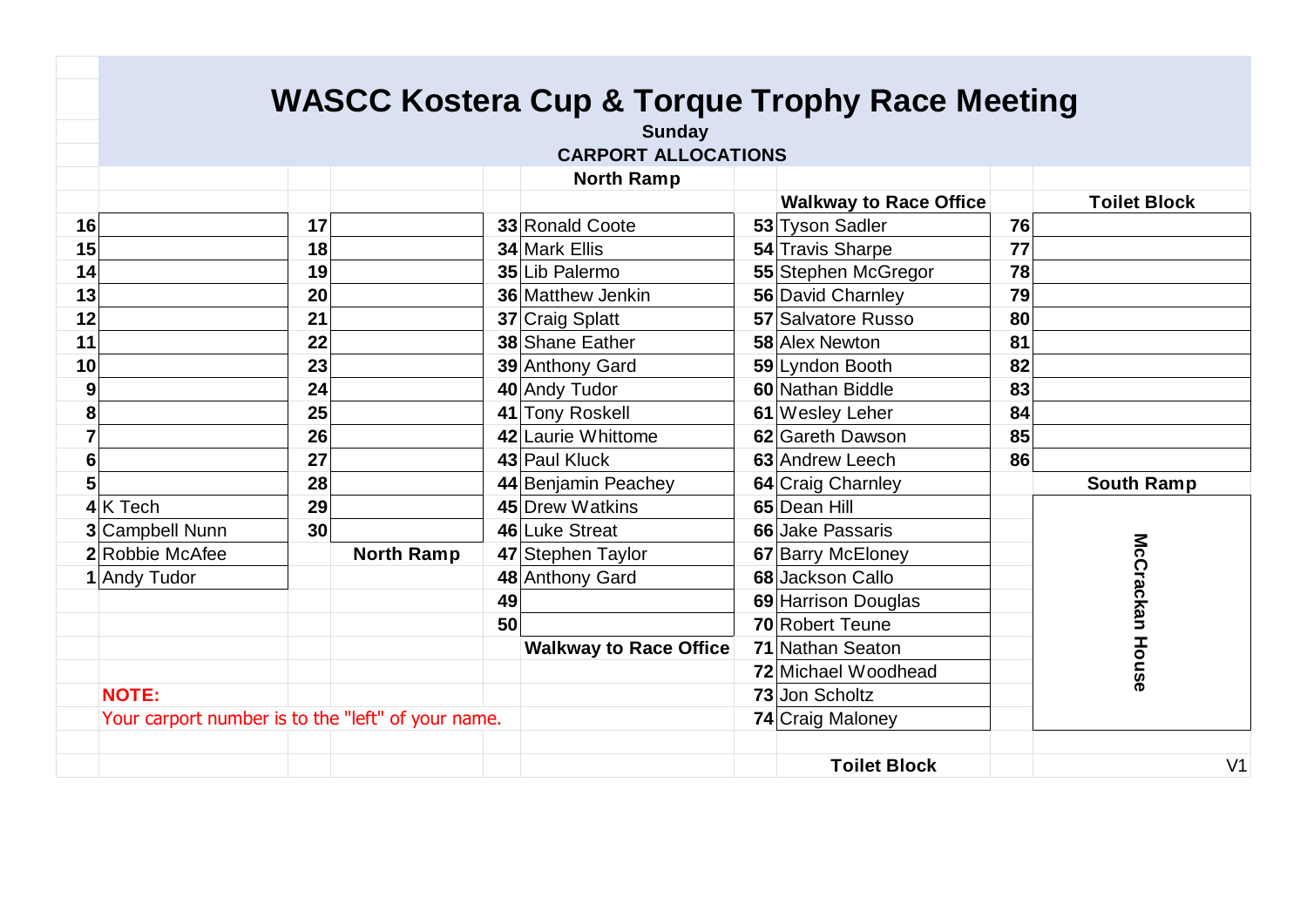# WASCC Kostera Cup & Torque Trophy Race Meeting

**Sunday**

**CARPORT ALLOCATIONS**

| | | | | | | | | | |
|---|---|---|---|---|---|---|---|---|---|
| | | | | | **North Ramp** | | | | |
| | | | | | | | **Walkway to Race Office** | | **Toilet Block** |
| 16 | | 17 | | 33 | Ronald Coote | 53 | Tyson Sadler | 76 | |
| 15 | | 18 | | 34 | Mark Ellis | 54 | Travis Sharpe | 77 | |
| 14 | | 19 | | 35 | Lib Palermo | 55 | Stephen McGregor | 78 | |
| 13 | | 20 | | 36 | Matthew Jenkin | 56 | David Charnley | 79 | |
| 12 | | 21 | | 37 | Craig Splatt | 57 | Salvatore Russo | 80 | |
| 11 | | 22 | | 38 | Shane Eather | 58 | Alex Newton | 81 | |
| 10 | | 23 | | 39 | Anthony Gard | 59 | Lyndon Booth | 82 | |
| 9 | | 24 | | 40 | Andy Tudor | 60 | Nathan Biddle | 83 | |
| 8 | | 25 | | 41 | Tony Roskell | 61 | Wesley Leher | 84 | |
| 7 | | 26 | | 42 | Laurie Whittome | 62 | Gareth Dawson | 85 | |
| 6 | | 27 | | 43 | Paul Kluck | 63 | Andrew Leech | 86 | |
| 5 | | 28 | | 44 | Benjamin Peachey | 64 | Craig Charnley | | **South Ramp** |
| 4 | K Tech | 29 | | 45 | Drew Watkins | 65 | Dean Hill | | McCrackan House |
| 3 | Campbell Nunn | 30 | | 46 | Luke Streat | 66 | Jake Passaris | | |
| 2 | Robbie McAfee | | **North Ramp** | 47 | Stephen Taylor | 67 | Barry McEloney | | |
| 1 | Andy Tudor | | | 48 | Anthony Gard | 68 | Jackson Callo | | |
| | | | | 49 | | 69 | Harrison Douglas | | |
| | | | | 50 | | 70 | Robert Teune | | |
| | | | | | **Walkway to Race Office** | 71 | Nathan Seaton | | |
| | | | | | | 72 | Michael Woodhead | | |
| | | | | | | 73 | Jon Scholtz | | |
| | | | | | | 74 | Craig Maloney | | |
| | | | | | | | **Toilet Block** | | V1 |

**NOTE:**

Your carport number is to the "left" of your name.